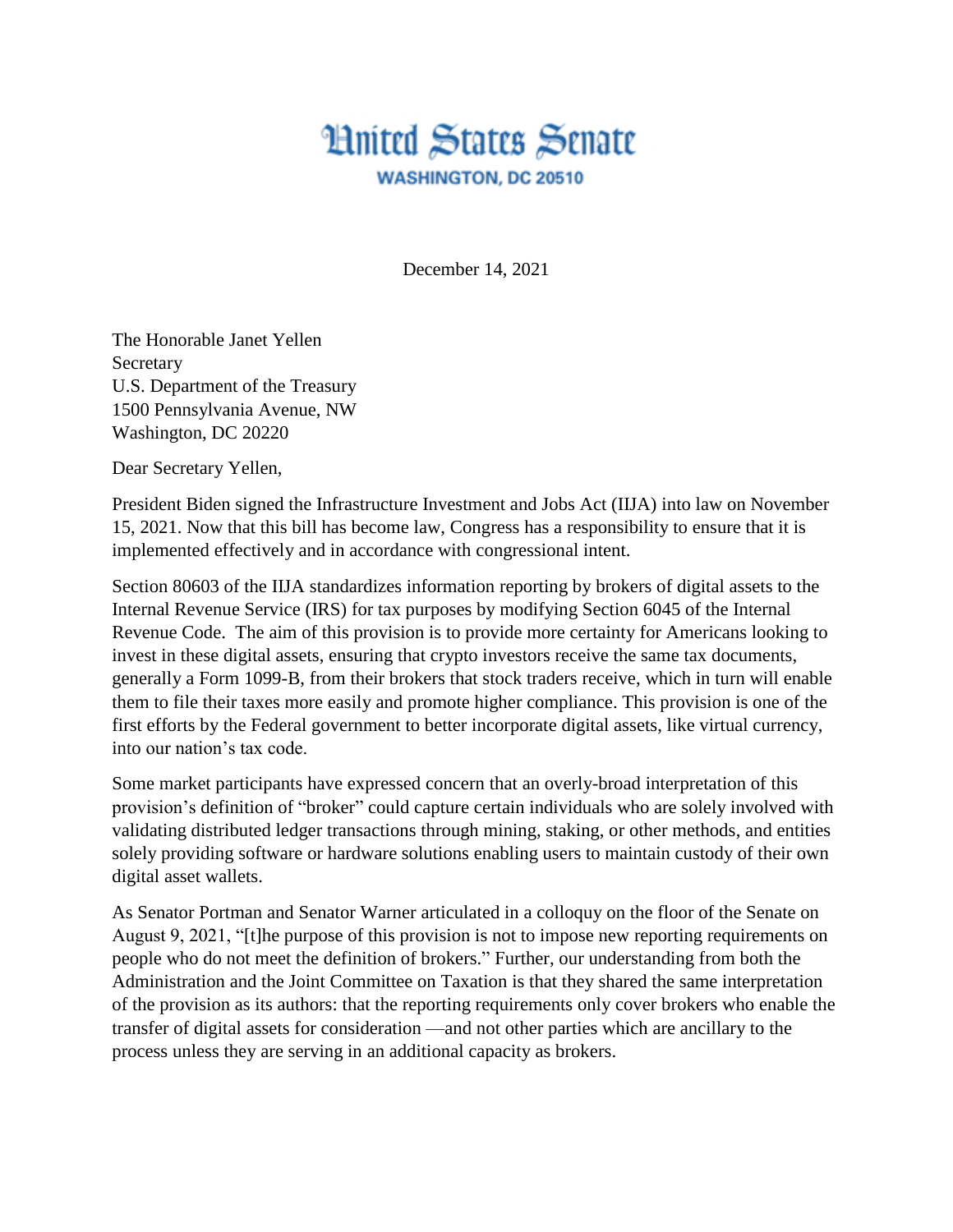# United States Senate

**WASHINGTON, DC 20510**

December 14, 2021

The Honorable Janet Yellen
Secretary
U.S. Department of the Treasury
1500 Pennsylvania Avenue, NW
Washington, DC 20220

Dear Secretary Yellen,

President Biden signed the Infrastructure Investment and Jobs Act (IIJA) into law on November 15, 2021. Now that this bill has become law, Congress has a responsibility to ensure that it is implemented effectively and in accordance with congressional intent.

Section 80603 of the IIJA standardizes information reporting by brokers of digital assets to the Internal Revenue Service (IRS) for tax purposes by modifying Section 6045 of the Internal Revenue Code. The aim of this provision is to provide more certainty for Americans looking to invest in these digital assets, ensuring that crypto investors receive the same tax documents, generally a Form 1099-B, from their brokers that stock traders receive, which in turn will enable them to file their taxes more easily and promote higher compliance. This provision is one of the first efforts by the Federal government to better incorporate digital assets, like virtual currency, into our nation's tax code.

Some market participants have expressed concern that an overly-broad interpretation of this provision's definition of "broker" could capture certain individuals who are solely involved with validating distributed ledger transactions through mining, staking, or other methods, and entities solely providing software or hardware solutions enabling users to maintain custody of their own digital asset wallets.

As Senator Portman and Senator Warner articulated in a colloquy on the floor of the Senate on August 9, 2021, "[t]he purpose of this provision is not to impose new reporting requirements on people who do not meet the definition of brokers." Further, our understanding from both the Administration and the Joint Committee on Taxation is that they shared the same interpretation of the provision as its authors: that the reporting requirements only cover brokers who enable the transfer of digital assets for consideration —and not other parties which are ancillary to the process unless they are serving in an additional capacity as brokers.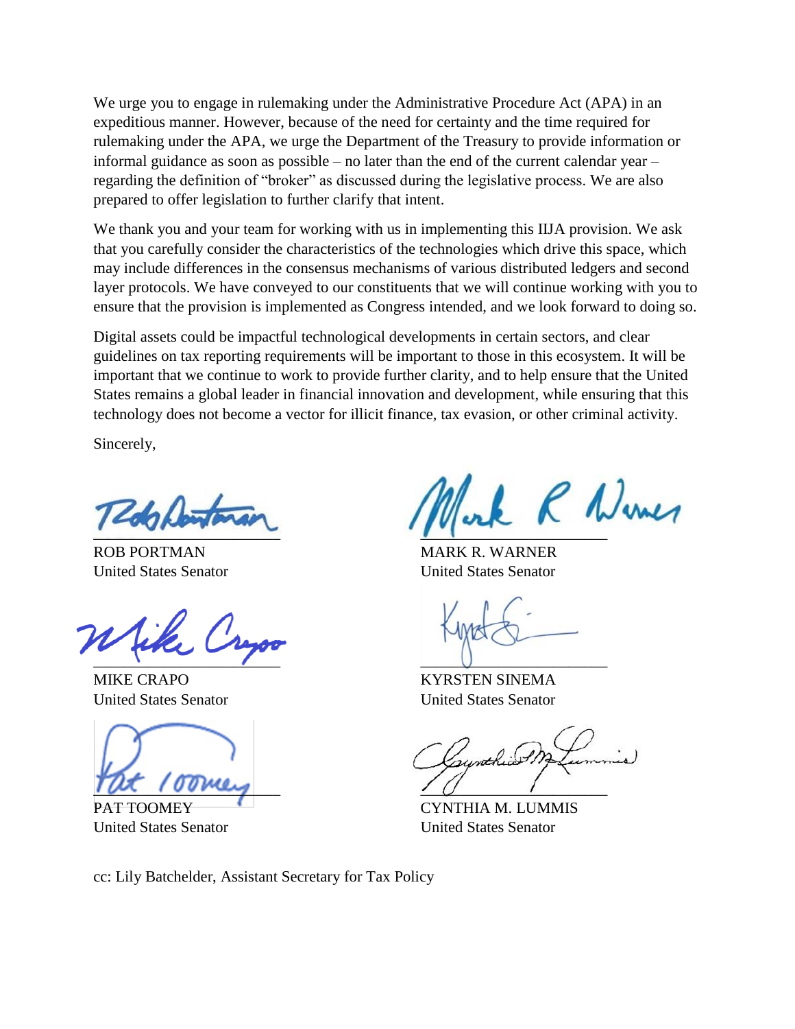We urge you to engage in rulemaking under the Administrative Procedure Act (APA) in an expeditious manner. However, because of the need for certainty and the time required for rulemaking under the APA, we urge the Department of the Treasury to provide information or informal guidance as soon as possible – no later than the end of the current calendar year – regarding the definition of "broker" as discussed during the legislative process. We are also prepared to offer legislation to further clarify that intent.

We thank you and your team for working with us in implementing this IIJA provision. We ask that you carefully consider the characteristics of the technologies which drive this space, which may include differences in the consensus mechanisms of various distributed ledgers and second layer protocols. We have conveyed to our constituents that we will continue working with you to ensure that the provision is implemented as Congress intended, and we look forward to doing so.

Digital assets could be impactful technological developments in certain sectors, and clear guidelines on tax reporting requirements will be important to those in this ecosystem. It will be important that we continue to work to provide further clarity, and to help ensure that the United States remains a global leader in financial innovation and development, while ensuring that this technology does not become a vector for illicit finance, tax evasion, or other criminal activity.

Sincerely,

ROB PORTMAN
United States Senator

MARK R. WARNER
United States Senator

MIKE CRAPO
United States Senator

KYRSTEN SINEMA
United States Senator

PAT TOOMEY
United States Senator

CYNTHIA M. LUMMIS
United States Senator

cc: Lily Batchelder, Assistant Secretary for Tax Policy